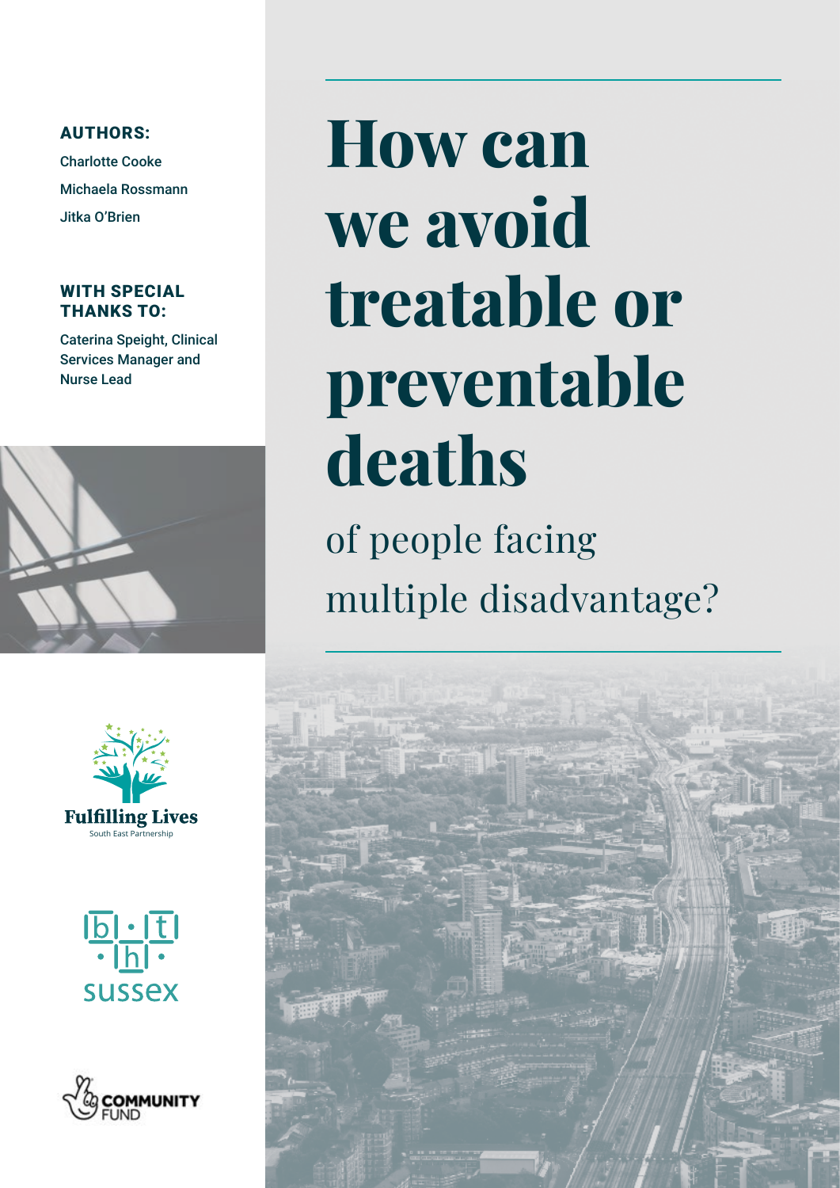# How can we avoid treatable or preventable deaths

## of people facing multiple disadvantage?

**AUTHORS:**

Charlotte Cooke

Michaela Rossmann

Jitka O'Brien

**WITH SPECIAL THANKS TO:**

Caterina Speight, Clinical Services Manager and Nurse Lead

Fulfilling Lives
South East Partnership

bht sussex

COMMUNITY FUND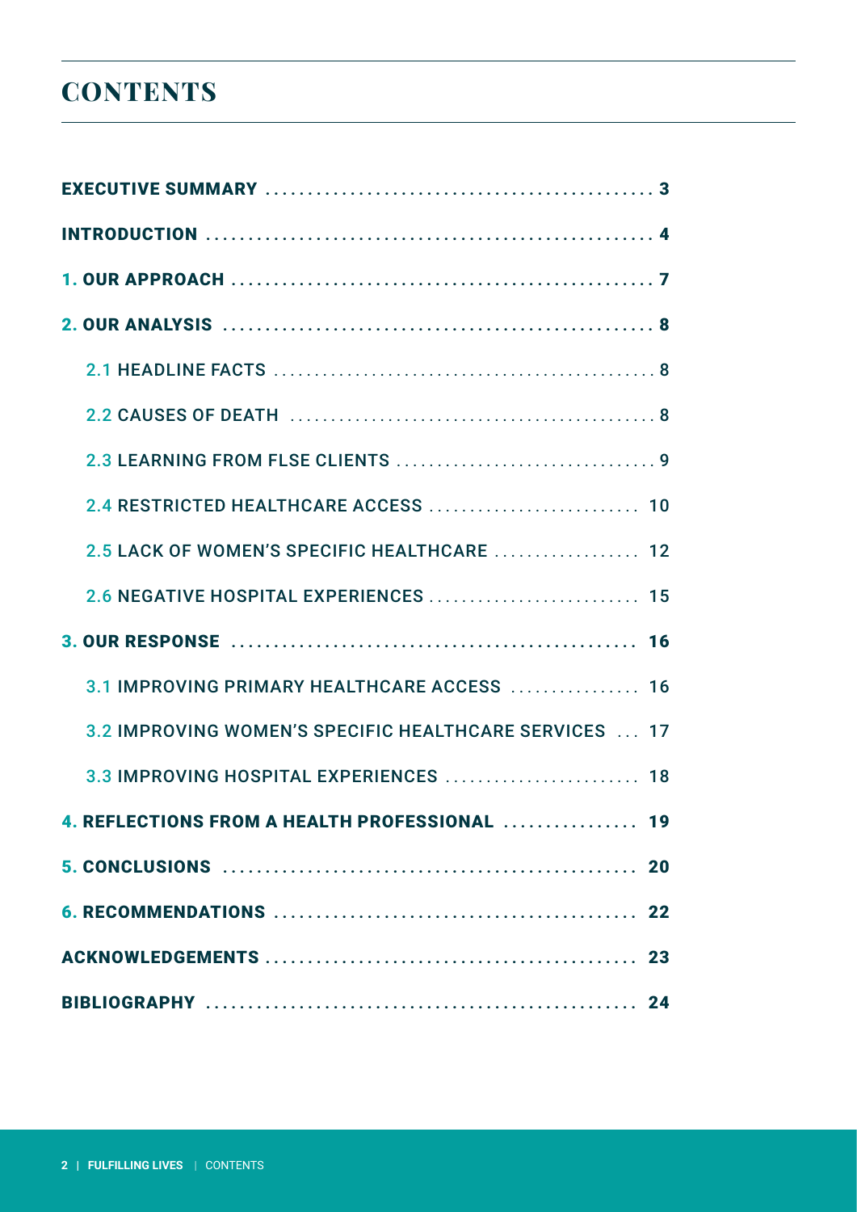# CONTENTS

- EXECUTIVE SUMMARY ........ 3
- INTRODUCTION ........ 4
- 1. OUR APPROACH ........ 7
- 2. OUR ANALYSIS ........ 8
  - 2.1 HEADLINE FACTS ........ 8
  - 2.2 CAUSES OF DEATH ........ 8
  - 2.3 LEARNING FROM FLSE CLIENTS ........ 9
  - 2.4 RESTRICTED HEALTHCARE ACCESS ........ 10
  - 2.5 LACK OF WOMEN'S SPECIFIC HEALTHCARE ........ 12
  - 2.6 NEGATIVE HOSPITAL EXPERIENCES ........ 15
- 3. OUR RESPONSE ........ 16
  - 3.1 IMPROVING PRIMARY HEALTHCARE ACCESS ........ 16
  - 3.2 IMPROVING WOMEN'S SPECIFIC HEALTHCARE SERVICES ........ 17
  - 3.3 IMPROVING HOSPITAL EXPERIENCES ........ 18
- 4. REFLECTIONS FROM A HEALTH PROFESSIONAL ........ 19
- 5. CONCLUSIONS ........ 20
- 6. RECOMMENDATIONS ........ 22
- ACKNOWLEDGEMENTS ........ 23
- BIBLIOGRAPHY ........ 24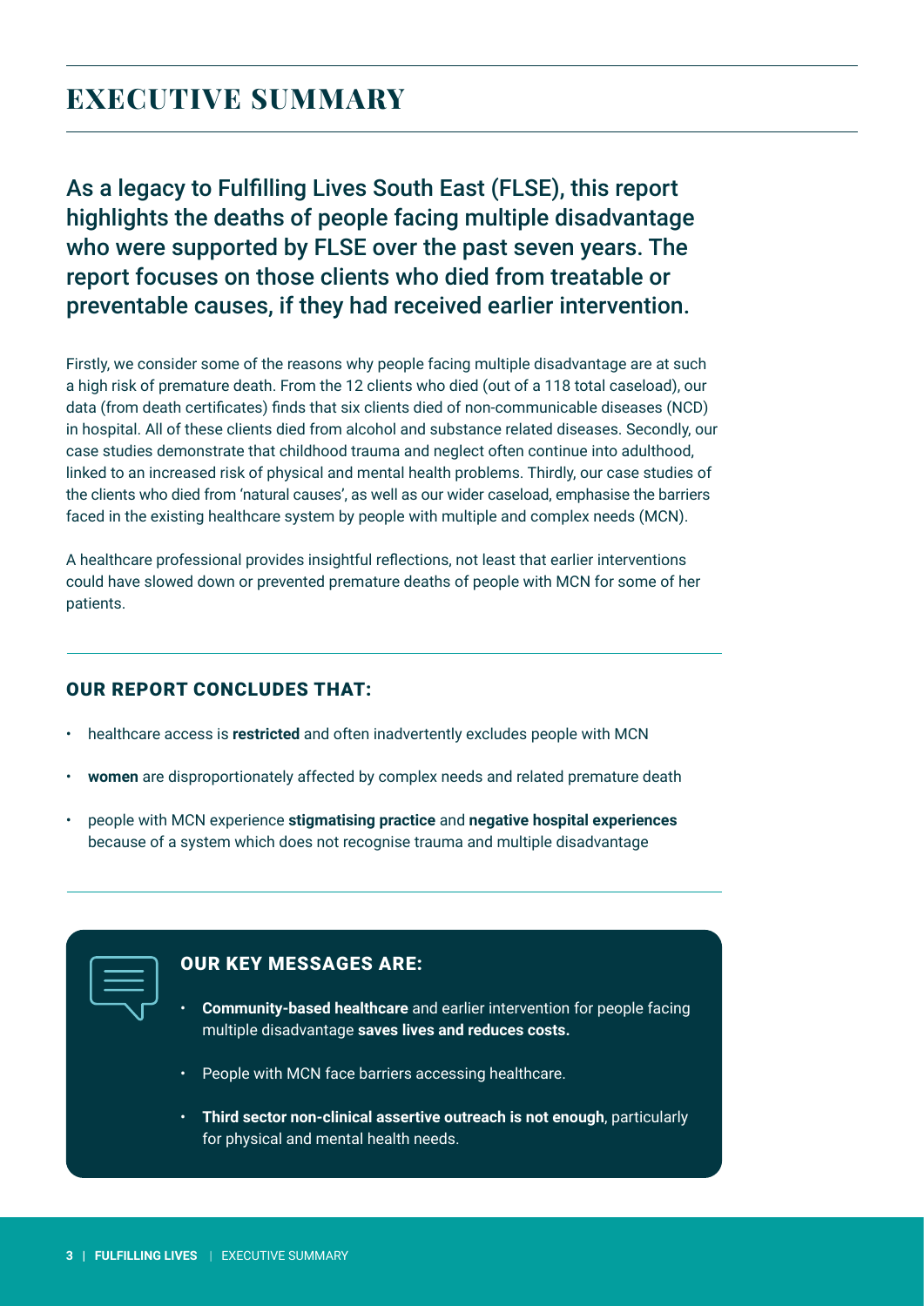# EXECUTIVE SUMMARY

As a legacy to Fulfilling Lives South East (FLSE), this report highlights the deaths of people facing multiple disadvantage who were supported by FLSE over the past seven years. The report focuses on those clients who died from treatable or preventable causes, if they had received earlier intervention.

Firstly, we consider some of the reasons why people facing multiple disadvantage are at such a high risk of premature death. From the 12 clients who died (out of a 118 total caseload), our data (from death certificates) finds that six clients died of non-communicable diseases (NCD) in hospital. All of these clients died from alcohol and substance related diseases. Secondly, our case studies demonstrate that childhood trauma and neglect often continue into adulthood, linked to an increased risk of physical and mental health problems. Thirdly, our case studies of the clients who died from 'natural causes', as well as our wider caseload, emphasise the barriers faced in the existing healthcare system by people with multiple and complex needs (MCN).

A healthcare professional provides insightful reflections, not least that earlier interventions could have slowed down or prevented premature deaths of people with MCN for some of her patients.

## OUR REPORT CONCLUDES THAT:

- healthcare access is **restricted** and often inadvertently excludes people with MCN
- **women** are disproportionately affected by complex needs and related premature death
- people with MCN experience **stigmatising practice** and **negative hospital experiences** because of a system which does not recognise trauma and multiple disadvantage

## OUR KEY MESSAGES ARE:

- **Community-based healthcare** and earlier intervention for people facing multiple disadvantage **saves lives and reduces costs.**
- People with MCN face barriers accessing healthcare.
- **Third sector non-clinical assertive outreach is not enough**, particularly for physical and mental health needs.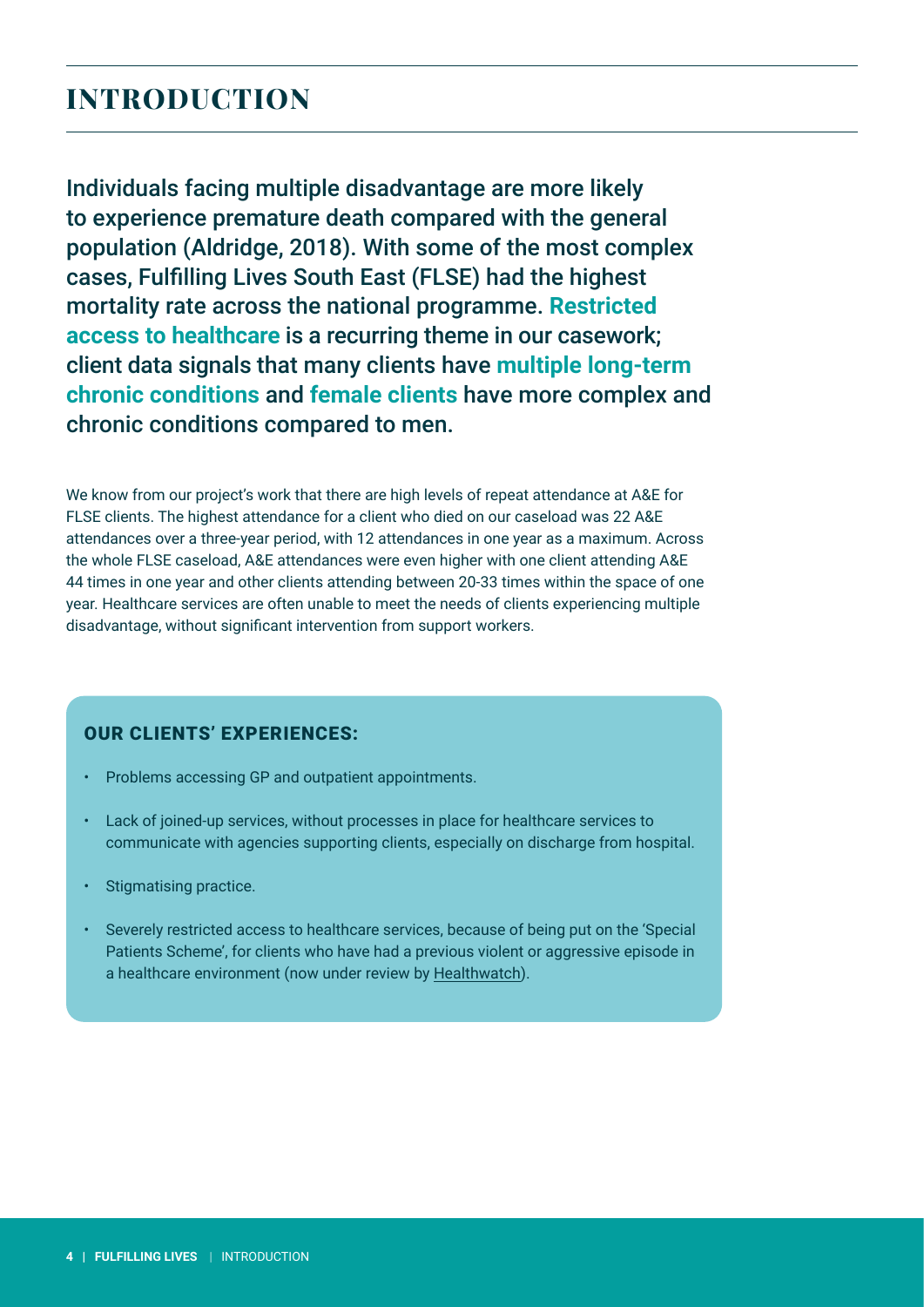# INTRODUCTION

**Individuals facing multiple disadvantage are more likely to experience premature death compared with the general population (Aldridge, 2018). With some of the most complex cases, Fulfilling Lives South East (FLSE) had the highest mortality rate across the national programme. Restricted access to healthcare is a recurring theme in our casework; client data signals that many clients have multiple long-term chronic conditions and female clients have more complex and chronic conditions compared to men.**

We know from our project's work that there are high levels of repeat attendance at A&E for FLSE clients. The highest attendance for a client who died on our caseload was 22 A&E attendances over a three-year period, with 12 attendances in one year as a maximum. Across the whole FLSE caseload, A&E attendances were even higher with one client attending A&E 44 times in one year and other clients attending between 20-33 times within the space of one year. Healthcare services are often unable to meet the needs of clients experiencing multiple disadvantage, without significant intervention from support workers.

### OUR CLIENTS' EXPERIENCES:

- Problems accessing GP and outpatient appointments.
- Lack of joined-up services, without processes in place for healthcare services to communicate with agencies supporting clients, especially on discharge from hospital.
- Stigmatising practice.
- Severely restricted access to healthcare services, because of being put on the 'Special Patients Scheme', for clients who have had a previous violent or aggressive episode in a healthcare environment (now under review by Healthwatch).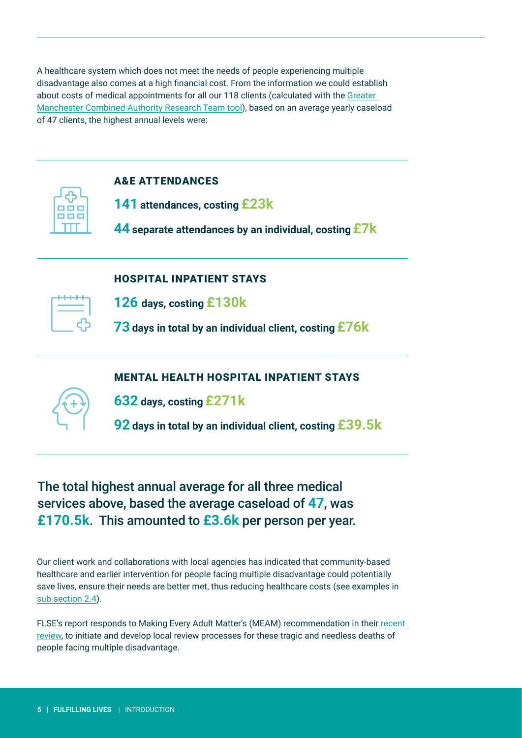A healthcare system which does not meet the needs of people experiencing multiple disadvantage also comes at a high financial cost. From the information we could establish about costs of medical appointments for all our 118 clients (calculated with the Greater Manchester Combined Authority Research Team tool), based on an average yearly caseload of 47 clients, the highest annual levels were:

### A&E ATTENDANCES

**141 attendances, costing £23k**

**44 separate attendances by an individual, costing £7k**

### HOSPITAL INPATIENT STAYS

**126 days, costing £130k**

**73 days in total by an individual client, costing £76k**

### MENTAL HEALTH HOSPITAL INPATIENT STAYS

**632 days, costing £271k**

**92 days in total by an individual client, costing £39.5k**

**The total highest annual average for all three medical services above, based the average caseload of 47, was £170.5k. This amounted to £3.6k per person per year.**

Our client work and collaborations with local agencies has indicated that community-based healthcare and earlier intervention for people facing multiple disadvantage could potentially save lives, ensure their needs are better met, thus reducing healthcare costs (see examples in sub-section 2.4).

FLSE's report responds to Making Every Adult Matter's (MEAM) recommendation in their recent review, to initiate and develop local review processes for these tragic and needless deaths of people facing multiple disadvantage.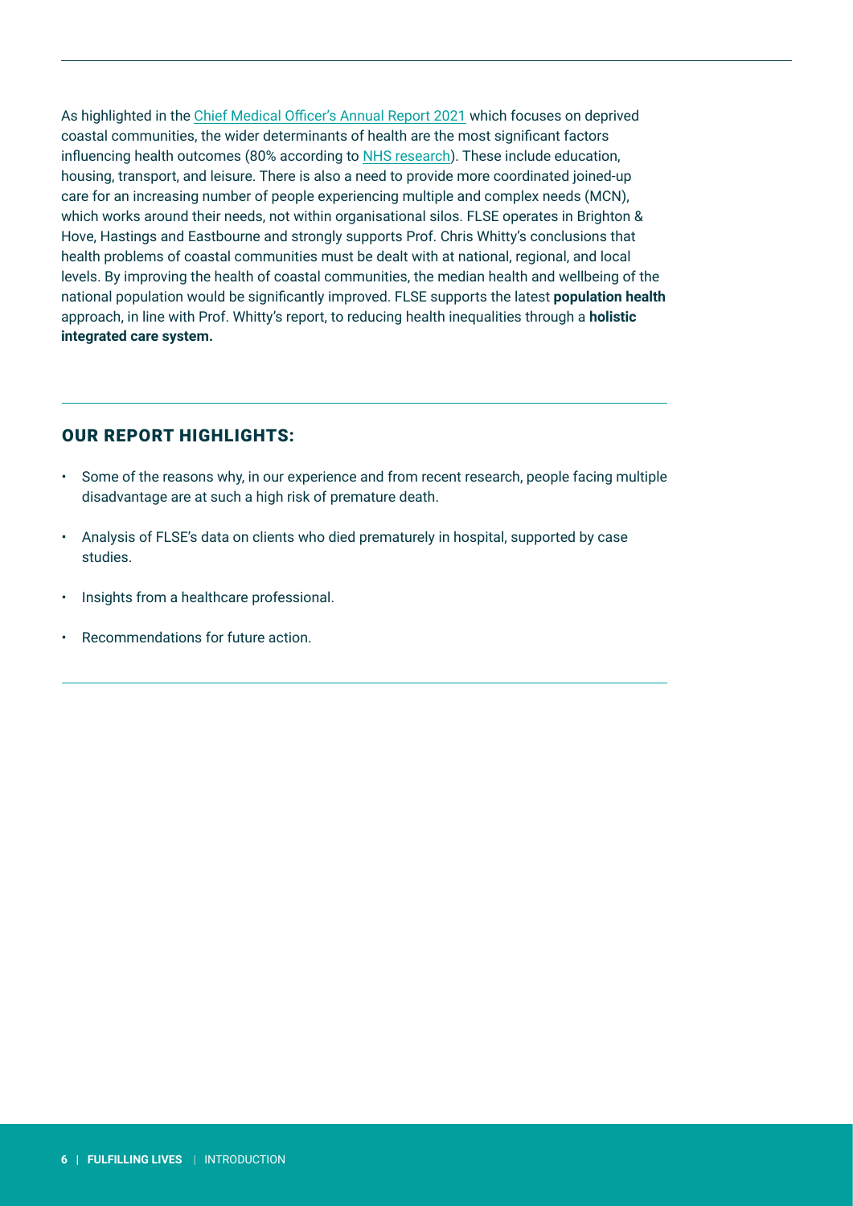As highlighted in the Chief Medical Officer's Annual Report 2021 which focuses on deprived coastal communities, the wider determinants of health are the most significant factors influencing health outcomes (80% according to NHS research). These include education, housing, transport, and leisure. There is also a need to provide more coordinated joined-up care for an increasing number of people experiencing multiple and complex needs (MCN), which works around their needs, not within organisational silos. FLSE operates in Brighton & Hove, Hastings and Eastbourne and strongly supports Prof. Chris Whitty's conclusions that health problems of coastal communities must be dealt with at national, regional, and local levels. By improving the health of coastal communities, the median health and wellbeing of the national population would be significantly improved. FLSE supports the latest **population health** approach, in line with Prof. Whitty's report, to reducing health inequalities through a **holistic integrated care system.**

## OUR REPORT HIGHLIGHTS:

- Some of the reasons why, in our experience and from recent research, people facing multiple disadvantage are at such a high risk of premature death.
- Analysis of FLSE's data on clients who died prematurely in hospital, supported by case studies.
- Insights from a healthcare professional.
- Recommendations for future action.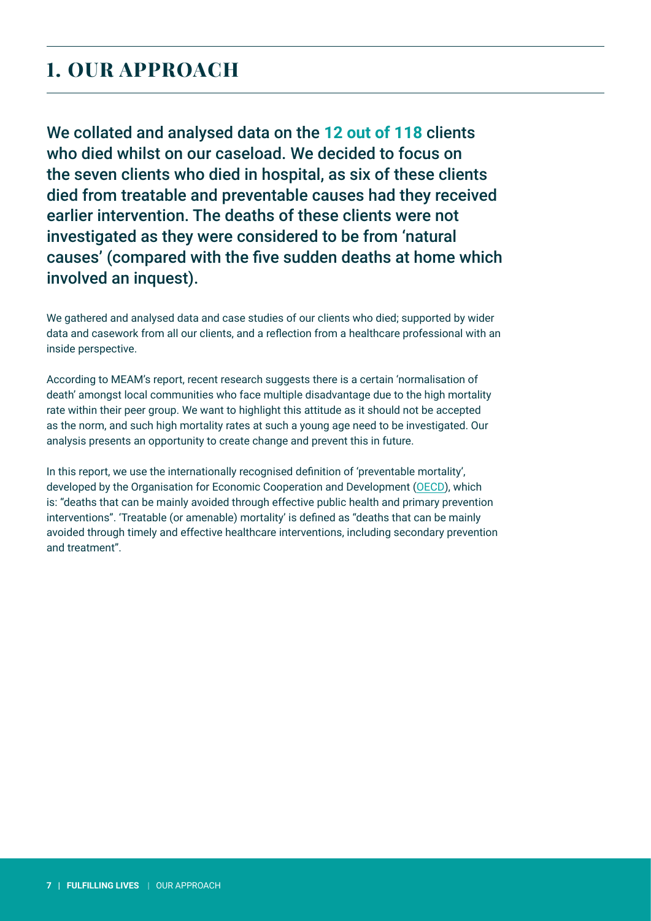# 1. OUR APPROACH

**We collated and analysed data on the 12 out of 118 clients who died whilst on our caseload. We decided to focus on the seven clients who died in hospital, as six of these clients died from treatable and preventable causes had they received earlier intervention. The deaths of these clients were not investigated as they were considered to be from 'natural causes' (compared with the five sudden deaths at home which involved an inquest).**

We gathered and analysed data and case studies of our clients who died; supported by wider data and casework from all our clients, and a reflection from a healthcare professional with an inside perspective.

According to MEAM's report, recent research suggests there is a certain 'normalisation of death' amongst local communities who face multiple disadvantage due to the high mortality rate within their peer group. We want to highlight this attitude as it should not be accepted as the norm, and such high mortality rates at such a young age need to be investigated. Our analysis presents an opportunity to create change and prevent this in future.

In this report, we use the internationally recognised definition of 'preventable mortality', developed by the Organisation for Economic Cooperation and Development (OECD), which is: "deaths that can be mainly avoided through effective public health and primary prevention interventions". 'Treatable (or amenable) mortality' is defined as "deaths that can be mainly avoided through timely and effective healthcare interventions, including secondary prevention and treatment".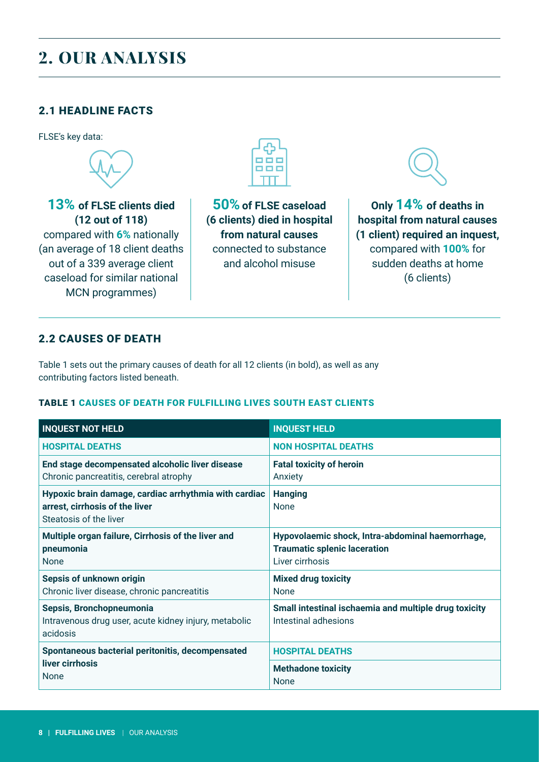# 2. OUR ANALYSIS

## 2.1 HEADLINE FACTS

FLSE's key data:

**13% of FLSE clients died (12 out of 118)** compared with **6%** nationally (an average of 18 client deaths out of a 339 average client caseload for similar national MCN programmes)

**50% of FLSE caseload (6 clients) died in hospital from natural causes** connected to substance and alcohol misuse

**Only 14% of deaths in hospital from natural causes (1 client) required an inquest,** compared with **100%** for sudden deaths at home (6 clients)

## 2.2 CAUSES OF DEATH

Table 1 sets out the primary causes of death for all 12 clients (in bold), as well as any contributing factors listed beneath.

### TABLE 1 CAUSES OF DEATH FOR FULFILLING LIVES SOUTH EAST CLIENTS

| INQUEST NOT HELD | INQUEST HELD |
|---|---|
| **HOSPITAL DEATHS** | **NON HOSPITAL DEATHS** |
| **End stage decompensated alcoholic liver disease**<br>Chronic pancreatitis, cerebral atrophy | **Fatal toxicity of heroin**<br>Anxiety |
| **Hypoxic brain damage, cardiac arrhythmia with cardiac arrest, cirrhosis of the liver**<br>Steatosis of the liver | **Hanging**<br>None |
| **Multiple organ failure, Cirrhosis of the liver and pneumonia**<br>None | **Hypovolaemic shock, Intra-abdominal haemorrhage, Traumatic splenic laceration**<br>Liver cirrhosis |
| **Sepsis of unknown origin**<br>Chronic liver disease, chronic pancreatitis | **Mixed drug toxicity**<br>None |
| **Sepsis, Bronchopneumonia**<br>Intravenous drug user, acute kidney injury, metabolic acidosis | **Small intestinal ischaemia and multiple drug toxicity**<br>Intestinal adhesions |
| **Spontaneous bacterial peritonitis, decompensated liver cirrhosis**<br>None | **HOSPITAL DEATHS** |
| | **Methadone toxicity**<br>None |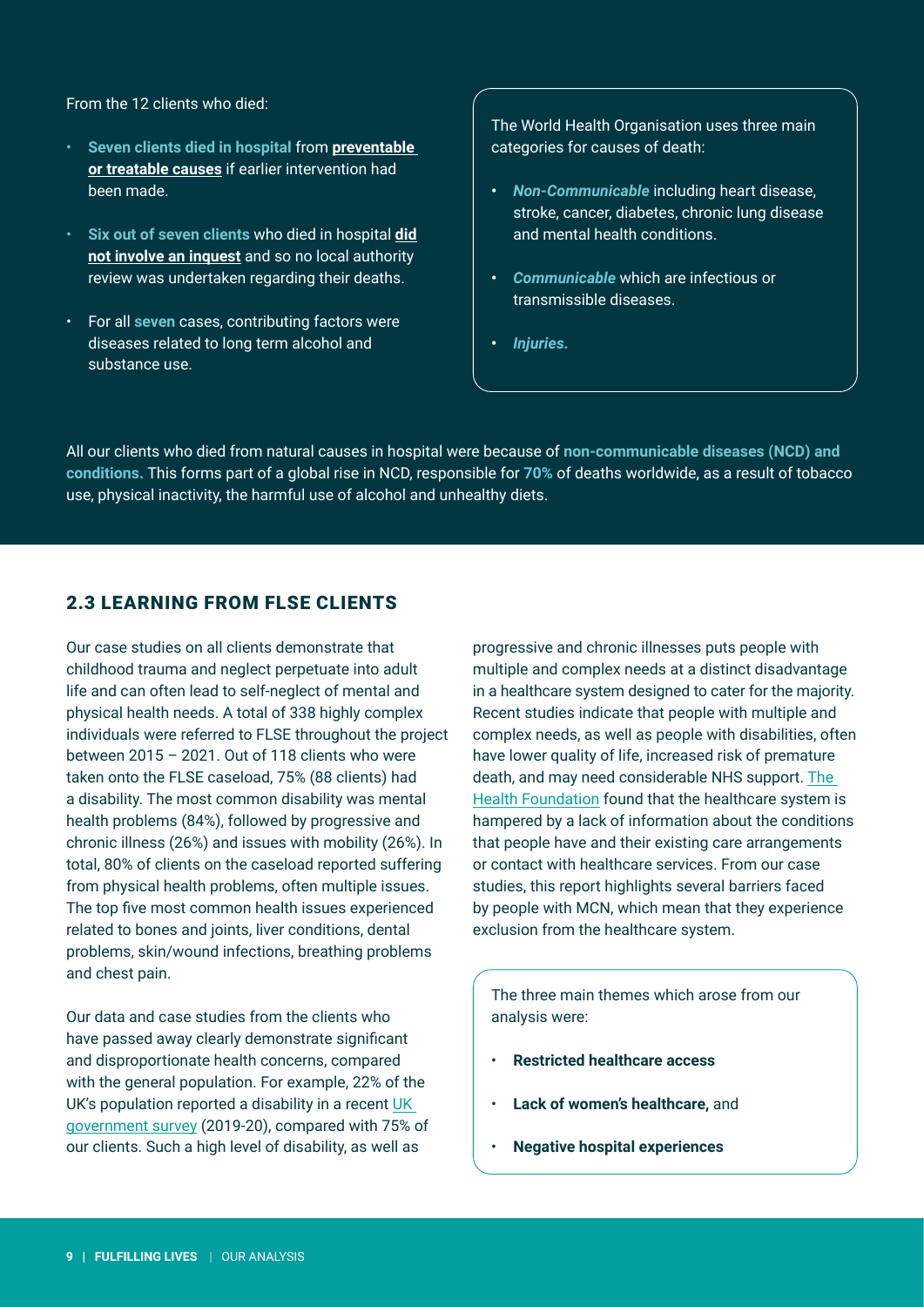From the 12 clients who died:

- **Seven clients died in hospital** from **preventable or treatable causes** if earlier intervention had been made.
- **Six out of seven clients** who died in hospital **did not involve an inquest** and so no local authority review was undertaken regarding their deaths.
- For all **seven** cases, contributing factors were diseases related to long term alcohol and substance use.

The World Health Organisation uses three main categories for causes of death:

- ***Non-Communicable*** including heart disease, stroke, cancer, diabetes, chronic lung disease and mental health conditions.
- ***Communicable*** which are infectious or transmissible diseases.
- ***Injuries.***

All our clients who died from natural causes in hospital were because of **non-communicable diseases (NCD) and conditions.** This forms part of a global rise in NCD, responsible for **70%** of deaths worldwide, as a result of tobacco use, physical inactivity, the harmful use of alcohol and unhealthy diets.

## 2.3 LEARNING FROM FLSE CLIENTS

Our case studies on all clients demonstrate that childhood trauma and neglect perpetuate into adult life and can often lead to self-neglect of mental and physical health needs. A total of 338 highly complex individuals were referred to FLSE throughout the project between 2015 – 2021. Out of 118 clients who were taken onto the FLSE caseload, 75% (88 clients) had a disability. The most common disability was mental health problems (84%), followed by progressive and chronic illness (26%) and issues with mobility (26%). In total, 80% of clients on the caseload reported suffering from physical health problems, often multiple issues. The top five most common health issues experienced related to bones and joints, liver conditions, dental problems, skin/wound infections, breathing problems and chest pain.

Our data and case studies from the clients who have passed away clearly demonstrate significant and disproportionate health concerns, compared with the general population. For example, 22% of the UK's population reported a disability in a recent UK government survey (2019-20), compared with 75% of our clients. Such a high level of disability, as well as progressive and chronic illnesses puts people with multiple and complex needs at a distinct disadvantage in a healthcare system designed to cater for the majority. Recent studies indicate that people with multiple and complex needs, as well as people with disabilities, often have lower quality of life, increased risk of premature death, and may need considerable NHS support. The Health Foundation found that the healthcare system is hampered by a lack of information about the conditions that people have and their existing care arrangements or contact with healthcare services. From our case studies, this report highlights several barriers faced by people with MCN, which mean that they experience exclusion from the healthcare system.

The three main themes which arose from our analysis were:

- **Restricted healthcare access**
- **Lack of women's healthcare,** and
- **Negative hospital experiences**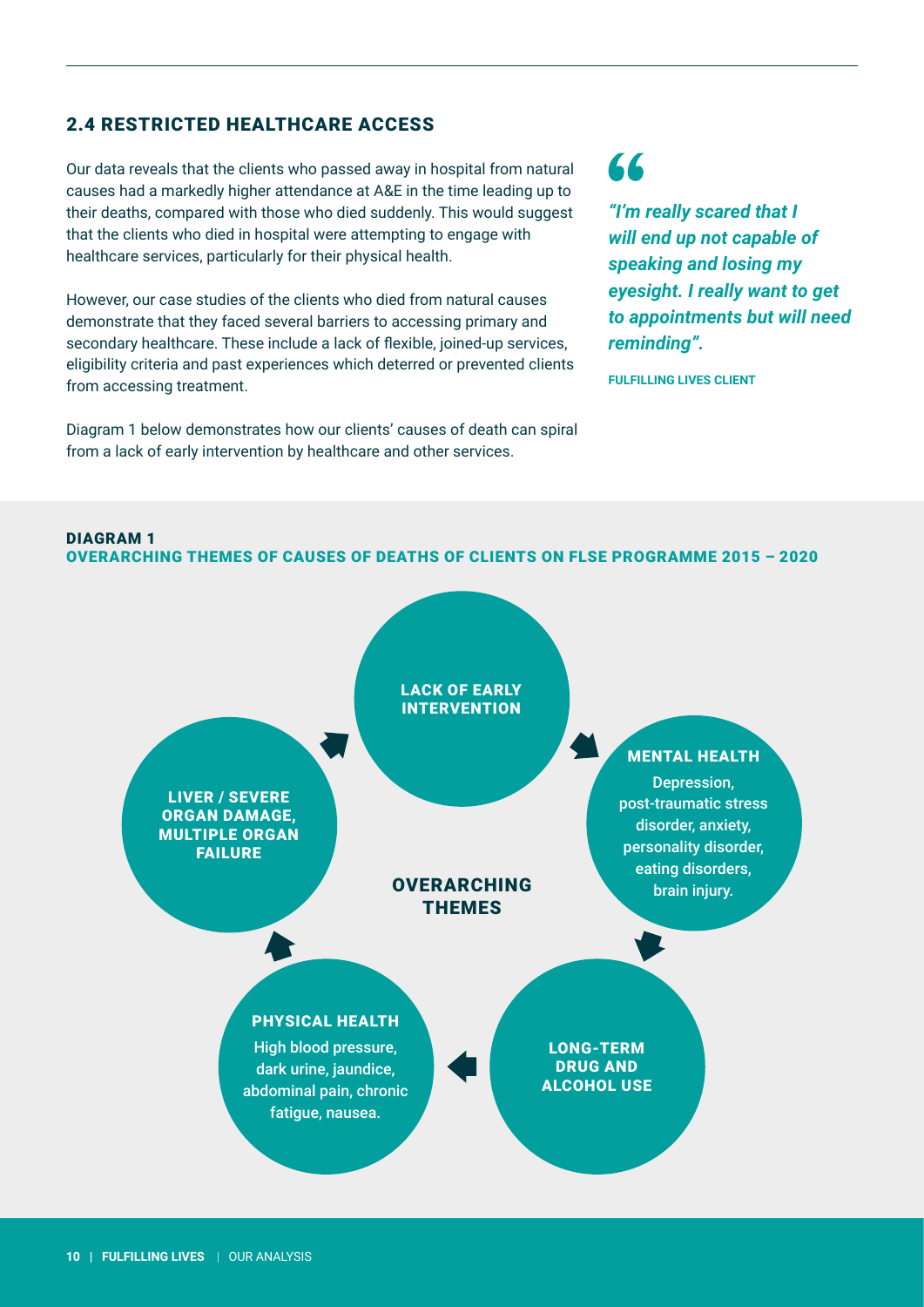## 2.4 RESTRICTED HEALTHCARE ACCESS

Our data reveals that the clients who passed away in hospital from natural causes had a markedly higher attendance at A&E in the time leading up to their deaths, compared with those who died suddenly. This would suggest that the clients who died in hospital were attempting to engage with healthcare services, particularly for their physical health.

However, our case studies of the clients who died from natural causes demonstrate that they faced several barriers to accessing primary and secondary healthcare. These include a lack of flexible, joined-up services, eligibility criteria and past experiences which deterred or prevented clients from accessing treatment.

Diagram 1 below demonstrates how our clients' causes of death can spiral from a lack of early intervention by healthcare and other services.

> ***"I'm really scared that I will end up not capable of speaking and losing my eyesight. I really want to get to appointments but will need reminding".***
>
> **FULFILLING LIVES CLIENT**

**DIAGRAM 1**
**OVERARCHING THEMES OF CAUSES OF DEATHS OF CLIENTS ON FLSE PROGRAMME 2015 – 2020**

**OVERARCHING THEMES**

- **LACK OF EARLY INTERVENTION**
- **MENTAL HEALTH** – Depression, post-traumatic stress disorder, anxiety, personality disorder, eating disorders, brain injury.
- **LONG-TERM DRUG AND ALCOHOL USE**
- **PHYSICAL HEALTH** – High blood pressure, dark urine, jaundice, abdominal pain, chronic fatigue, nausea.
- **LIVER / SEVERE ORGAN DAMAGE, MULTIPLE ORGAN FAILURE**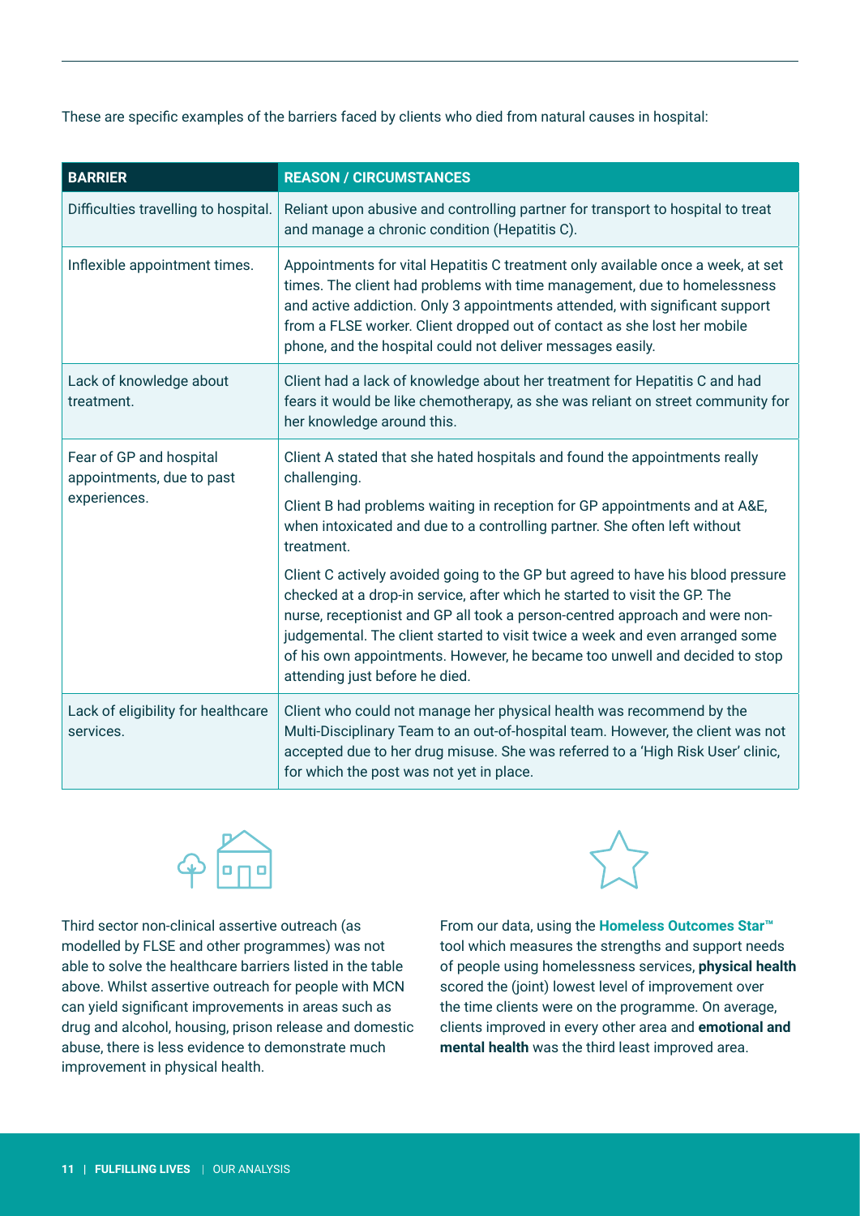These are specific examples of the barriers faced by clients who died from natural causes in hospital:

| BARRIER | REASON / CIRCUMSTANCES |
| --- | --- |
| Difficulties travelling to hospital. | Reliant upon abusive and controlling partner for transport to hospital to treat and manage a chronic condition (Hepatitis C). |
| Inflexible appointment times. | Appointments for vital Hepatitis C treatment only available once a week, at set times. The client had problems with time management, due to homelessness and active addiction. Only 3 appointments attended, with significant support from a FLSE worker. Client dropped out of contact as she lost her mobile phone, and the hospital could not deliver messages easily. |
| Lack of knowledge about treatment. | Client had a lack of knowledge about her treatment for Hepatitis C and had fears it would be like chemotherapy, as she was reliant on street community for her knowledge around this. |
| Fear of GP and hospital appointments, due to past experiences. | Client A stated that she hated hospitals and found the appointments really challenging.<br><br>Client B had problems waiting in reception for GP appointments and at A&E, when intoxicated and due to a controlling partner. She often left without treatment.<br><br>Client C actively avoided going to the GP but agreed to have his blood pressure checked at a drop-in service, after which he started to visit the GP. The nurse, receptionist and GP all took a person-centred approach and were non-judgemental. The client started to visit twice a week and even arranged some of his own appointments. However, he became too unwell and decided to stop attending just before he died. |
| Lack of eligibility for healthcare services. | Client who could not manage her physical health was recommend by the Multi-Disciplinary Team to an out-of-hospital team. However, the client was not accepted due to her drug misuse. She was referred to a 'High Risk User' clinic, for which the post was not yet in place. |

Third sector non-clinical assertive outreach (as modelled by FLSE and other programmes) was not able to solve the healthcare barriers listed in the table above. Whilst assertive outreach for people with MCN can yield significant improvements in areas such as drug and alcohol, housing, prison release and domestic abuse, there is less evidence to demonstrate much improvement in physical health.

From our data, using the **Homeless Outcomes Star™** tool which measures the strengths and support needs of people using homelessness services, **physical health** scored the (joint) lowest level of improvement over the time clients were on the programme. On average, clients improved in every other area and **emotional and mental health** was the third least improved area.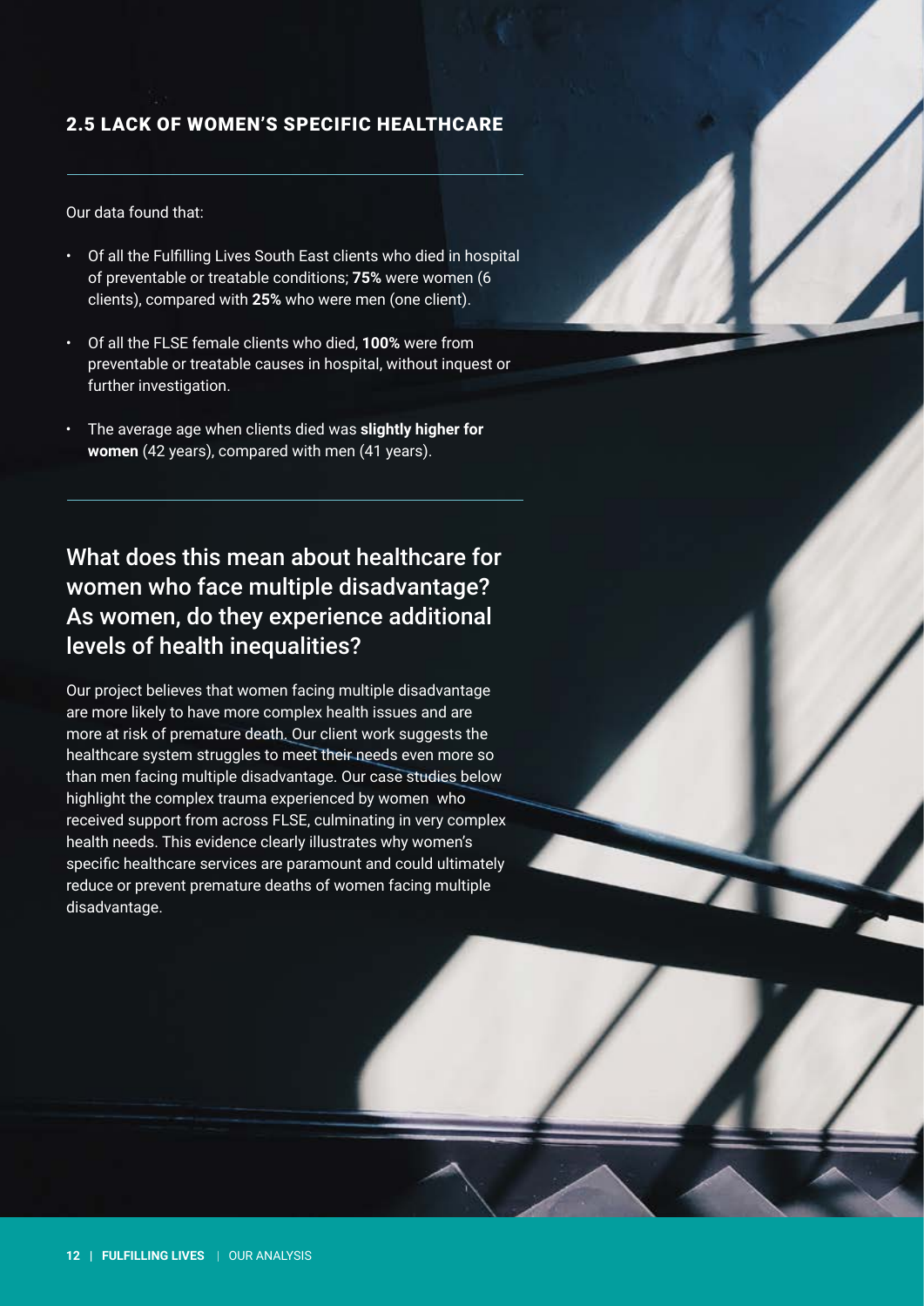## 2.5 LACK OF WOMEN'S SPECIFIC HEALTHCARE

Our data found that:

- Of all the Fulfilling Lives South East clients who died in hospital of preventable or treatable conditions; **75%** were women (6 clients), compared with **25%** who were men (one client).
- Of all the FLSE female clients who died, **100%** were from preventable or treatable causes in hospital, without inquest or further investigation.
- The average age when clients died was **slightly higher for women** (42 years), compared with men (41 years).

### What does this mean about healthcare for women who face multiple disadvantage? As women, do they experience additional levels of health inequalities?

Our project believes that women facing multiple disadvantage are more likely to have more complex health issues and are more at risk of premature death. Our client work suggests the healthcare system struggles to meet their needs even more so than men facing multiple disadvantage. Our case studies below highlight the complex trauma experienced by women who received support from across FLSE, culminating in very complex health needs. This evidence clearly illustrates why women's specific healthcare services are paramount and could ultimately reduce or prevent premature deaths of women facing multiple disadvantage.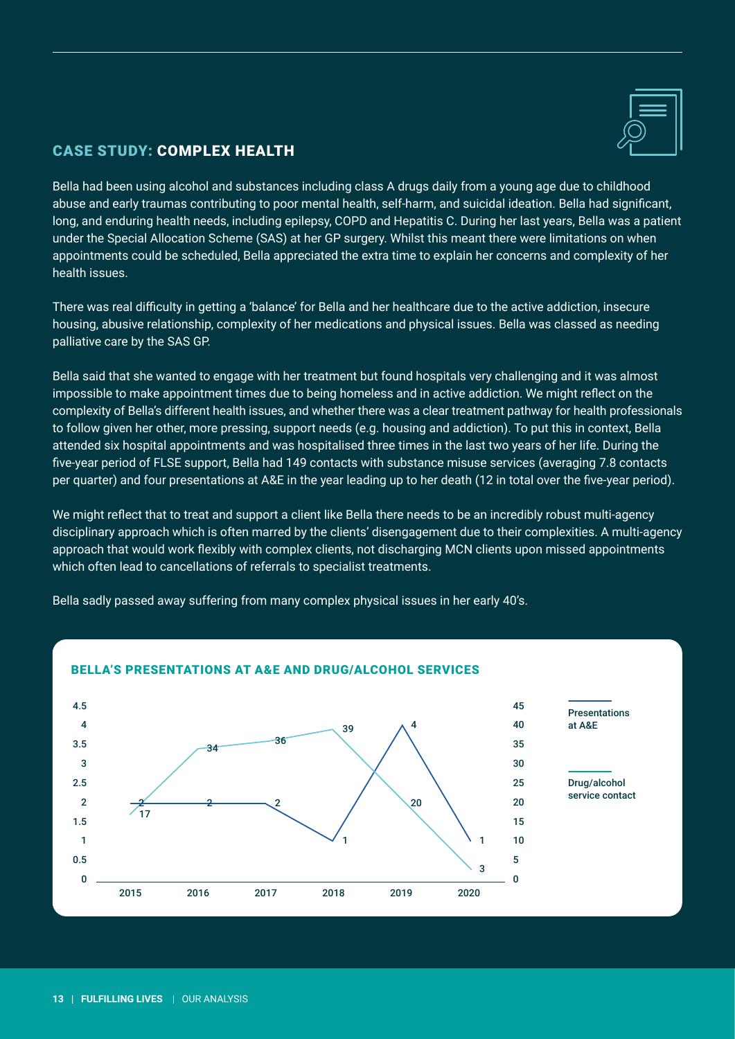## CASE STUDY: COMPLEX HEALTH

Bella had been using alcohol and substances including class A drugs daily from a young age due to childhood abuse and early traumas contributing to poor mental health, self-harm, and suicidal ideation. Bella had significant, long, and enduring health needs, including epilepsy, COPD and Hepatitis C. During her last years, Bella was a patient under the Special Allocation Scheme (SAS) at her GP surgery. Whilst this meant there were limitations on when appointments could be scheduled, Bella appreciated the extra time to explain her concerns and complexity of her health issues.

There was real difficulty in getting a 'balance' for Bella and her healthcare due to the active addiction, insecure housing, abusive relationship, complexity of her medications and physical issues. Bella was classed as needing palliative care by the SAS GP.

Bella said that she wanted to engage with her treatment but found hospitals very challenging and it was almost impossible to make appointment times due to being homeless and in active addiction. We might reflect on the complexity of Bella's different health issues, and whether there was a clear treatment pathway for health professionals to follow given her other, more pressing, support needs (e.g. housing and addiction). To put this in context, Bella attended six hospital appointments and was hospitalised three times in the last two years of her life. During the five-year period of FLSE support, Bella had 149 contacts with substance misuse services (averaging 7.8 contacts per quarter) and four presentations at A&E in the year leading up to her death (12 in total over the five-year period).

We might reflect that to treat and support a client like Bella there needs to be an incredibly robust multi-agency disciplinary approach which is often marred by the clients' disengagement due to their complexities. A multi-agency approach that would work flexibly with complex clients, not discharging MCN clients upon missed appointments which often lead to cancellations of referrals to specialist treatments.

Bella sadly passed away suffering from many complex physical issues in her early 40's.

### BELLA'S PRESENTATIONS AT A&E AND DRUG/ALCOHOL SERVICES

| Year | Presentations at A&E | Drug/alcohol service contact |
|---|---|---|
| 2015 | 2 | 17 |
| 2016 | 2 | 34 |
| 2017 | 2 | 36 |
| 2018 | 1 | 39 |
| 2019 | 4 | 20 |
| 2020 | 1 | 3 |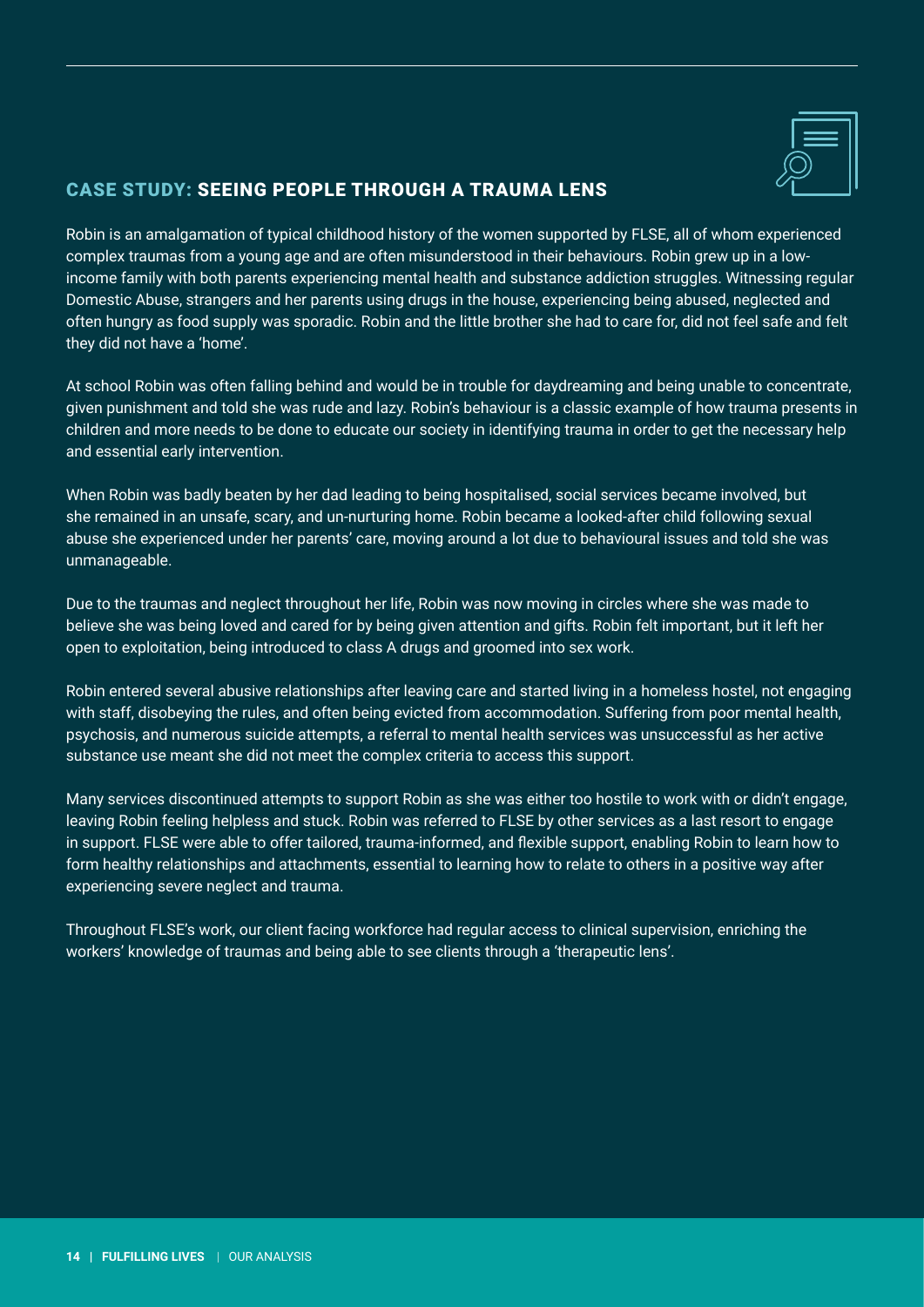## CASE STUDY: SEEING PEOPLE THROUGH A TRAUMA LENS

Robin is an amalgamation of typical childhood history of the women supported by FLSE, all of whom experienced complex traumas from a young age and are often misunderstood in their behaviours. Robin grew up in a low-income family with both parents experiencing mental health and substance addiction struggles. Witnessing regular Domestic Abuse, strangers and her parents using drugs in the house, experiencing being abused, neglected and often hungry as food supply was sporadic. Robin and the little brother she had to care for, did not feel safe and felt they did not have a 'home'.

At school Robin was often falling behind and would be in trouble for daydreaming and being unable to concentrate, given punishment and told she was rude and lazy. Robin's behaviour is a classic example of how trauma presents in children and more needs to be done to educate our society in identifying trauma in order to get the necessary help and essential early intervention.

When Robin was badly beaten by her dad leading to being hospitalised, social services became involved, but she remained in an unsafe, scary, and un-nurturing home. Robin became a looked-after child following sexual abuse she experienced under her parents' care, moving around a lot due to behavioural issues and told she was unmanageable.

Due to the traumas and neglect throughout her life, Robin was now moving in circles where she was made to believe she was being loved and cared for by being given attention and gifts. Robin felt important, but it left her open to exploitation, being introduced to class A drugs and groomed into sex work.

Robin entered several abusive relationships after leaving care and started living in a homeless hostel, not engaging with staff, disobeying the rules, and often being evicted from accommodation. Suffering from poor mental health, psychosis, and numerous suicide attempts, a referral to mental health services was unsuccessful as her active substance use meant she did not meet the complex criteria to access this support.

Many services discontinued attempts to support Robin as she was either too hostile to work with or didn't engage, leaving Robin feeling helpless and stuck. Robin was referred to FLSE by other services as a last resort to engage in support. FLSE were able to offer tailored, trauma-informed, and flexible support, enabling Robin to learn how to form healthy relationships and attachments, essential to learning how to relate to others in a positive way after experiencing severe neglect and trauma.

Throughout FLSE's work, our client facing workforce had regular access to clinical supervision, enriching the workers' knowledge of traumas and being able to see clients through a 'therapeutic lens'.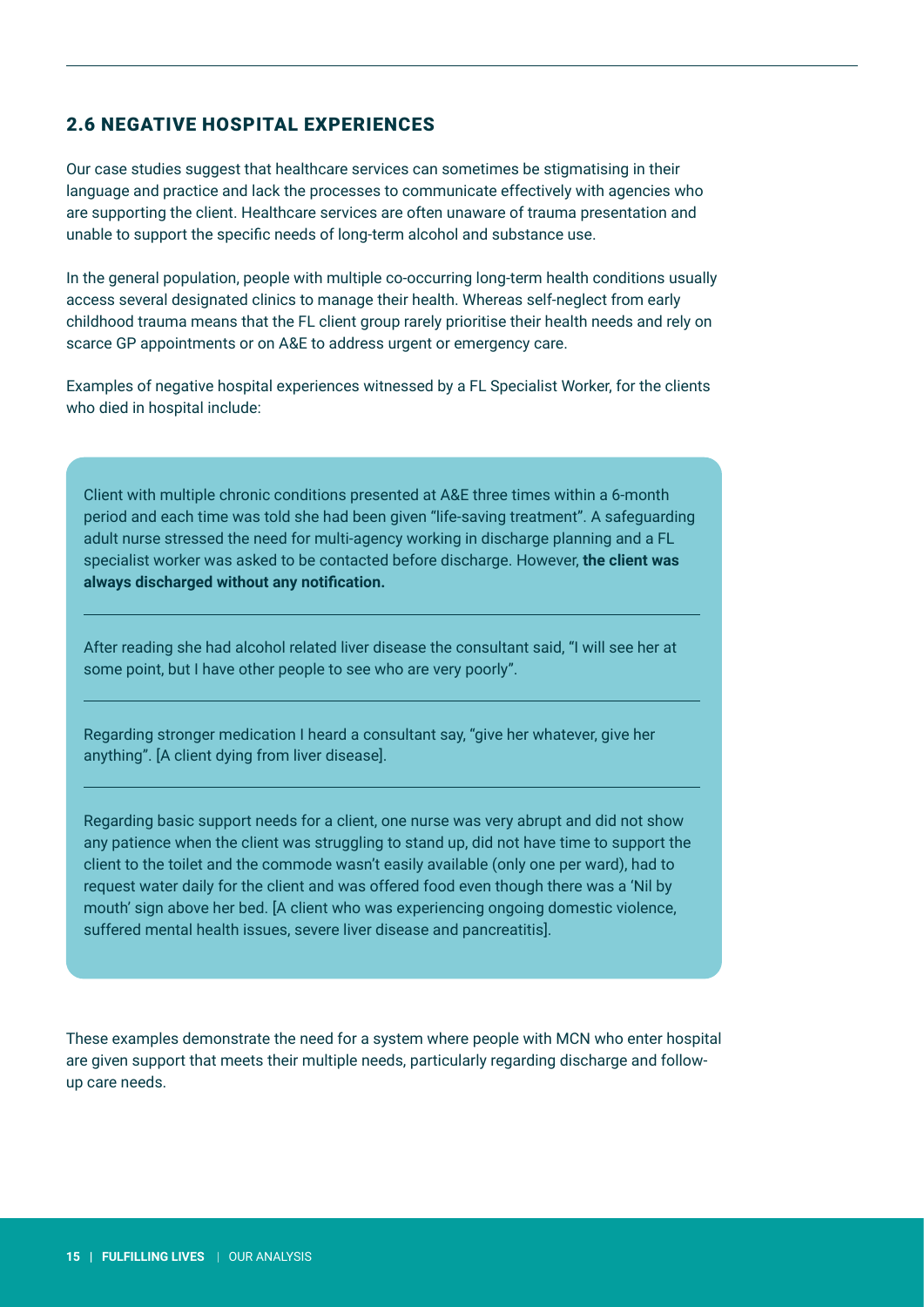## 2.6 NEGATIVE HOSPITAL EXPERIENCES

Our case studies suggest that healthcare services can sometimes be stigmatising in their language and practice and lack the processes to communicate effectively with agencies who are supporting the client. Healthcare services are often unaware of trauma presentation and unable to support the specific needs of long-term alcohol and substance use.

In the general population, people with multiple co-occurring long-term health conditions usually access several designated clinics to manage their health. Whereas self-neglect from early childhood trauma means that the FL client group rarely prioritise their health needs and rely on scarce GP appointments or on A&E to address urgent or emergency care.

Examples of negative hospital experiences witnessed by a FL Specialist Worker, for the clients who died in hospital include:

> Client with multiple chronic conditions presented at A&E three times within a 6-month period and each time was told she had been given "life-saving treatment". A safeguarding adult nurse stressed the need for multi-agency working in discharge planning and a FL specialist worker was asked to be contacted before discharge. However, **the client was always discharged without any notification.**
>
> ---
>
> After reading she had alcohol related liver disease the consultant said, "I will see her at some point, but I have other people to see who are very poorly".
>
> ---
>
> Regarding stronger medication I heard a consultant say, "give her whatever, give her anything". [A client dying from liver disease].
>
> ---
>
> Regarding basic support needs for a client, one nurse was very abrupt and did not show any patience when the client was struggling to stand up, did not have time to support the client to the toilet and the commode wasn't easily available (only one per ward), had to request water daily for the client and was offered food even though there was a 'Nil by mouth' sign above her bed. [A client who was experiencing ongoing domestic violence, suffered mental health issues, severe liver disease and pancreatitis].

These examples demonstrate the need for a system where people with MCN who enter hospital are given support that meets their multiple needs, particularly regarding discharge and follow-up care needs.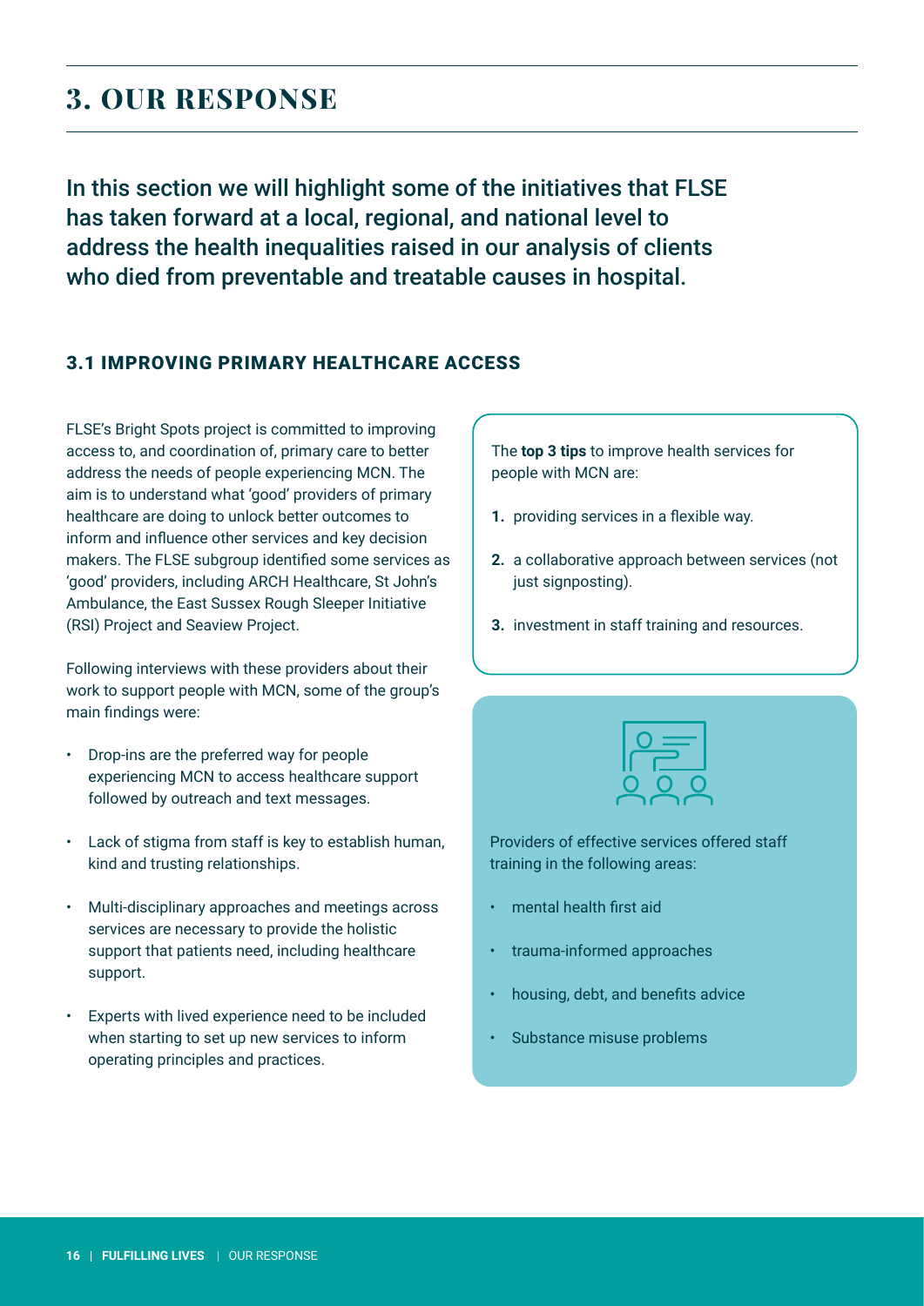# 3. OUR RESPONSE

In this section we will highlight some of the initiatives that FLSE has taken forward at a local, regional, and national level to address the health inequalities raised in our analysis of clients who died from preventable and treatable causes in hospital.

## 3.1 IMPROVING PRIMARY HEALTHCARE ACCESS

FLSE's Bright Spots project is committed to improving access to, and coordination of, primary care to better address the needs of people experiencing MCN. The aim is to understand what 'good' providers of primary healthcare are doing to unlock better outcomes to inform and influence other services and key decision makers. The FLSE subgroup identified some services as 'good' providers, including ARCH Healthcare, St John's Ambulance, the East Sussex Rough Sleeper Initiative (RSI) Project and Seaview Project.

Following interviews with these providers about their work to support people with MCN, some of the group's main findings were:

- Drop-ins are the preferred way for people experiencing MCN to access healthcare support followed by outreach and text messages.
- Lack of stigma from staff is key to establish human, kind and trusting relationships.
- Multi-disciplinary approaches and meetings across services are necessary to provide the holistic support that patients need, including healthcare support.
- Experts with lived experience need to be included when starting to set up new services to inform operating principles and practices.

The **top 3 tips** to improve health services for people with MCN are:

1. providing services in a flexible way.
2. a collaborative approach between services (not just signposting).
3. investment in staff training and resources.

Providers of effective services offered staff training in the following areas:

- mental health first aid
- trauma-informed approaches
- housing, debt, and benefits advice
- Substance misuse problems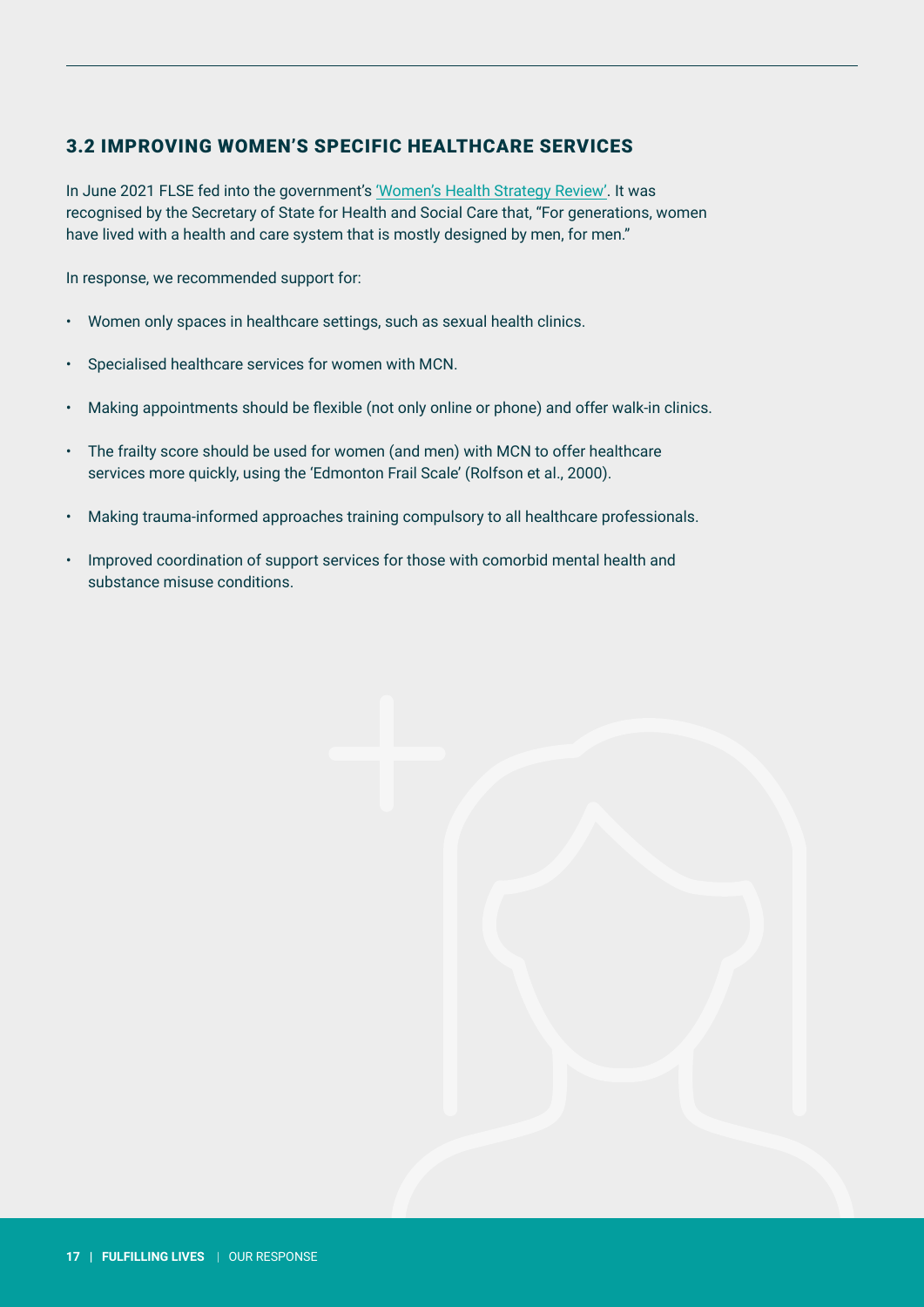## 3.2 IMPROVING WOMEN'S SPECIFIC HEALTHCARE SERVICES

In June 2021 FLSE fed into the government's 'Women's Health Strategy Review'. It was recognised by the Secretary of State for Health and Social Care that, "For generations, women have lived with a health and care system that is mostly designed by men, for men."

In response, we recommended support for:

- Women only spaces in healthcare settings, such as sexual health clinics.
- Specialised healthcare services for women with MCN.
- Making appointments should be flexible (not only online or phone) and offer walk-in clinics.
- The frailty score should be used for women (and men) with MCN to offer healthcare services more quickly, using the 'Edmonton Frail Scale' (Rolfson et al., 2000).
- Making trauma-informed approaches training compulsory to all healthcare professionals.
- Improved coordination of support services for those with comorbid mental health and substance misuse conditions.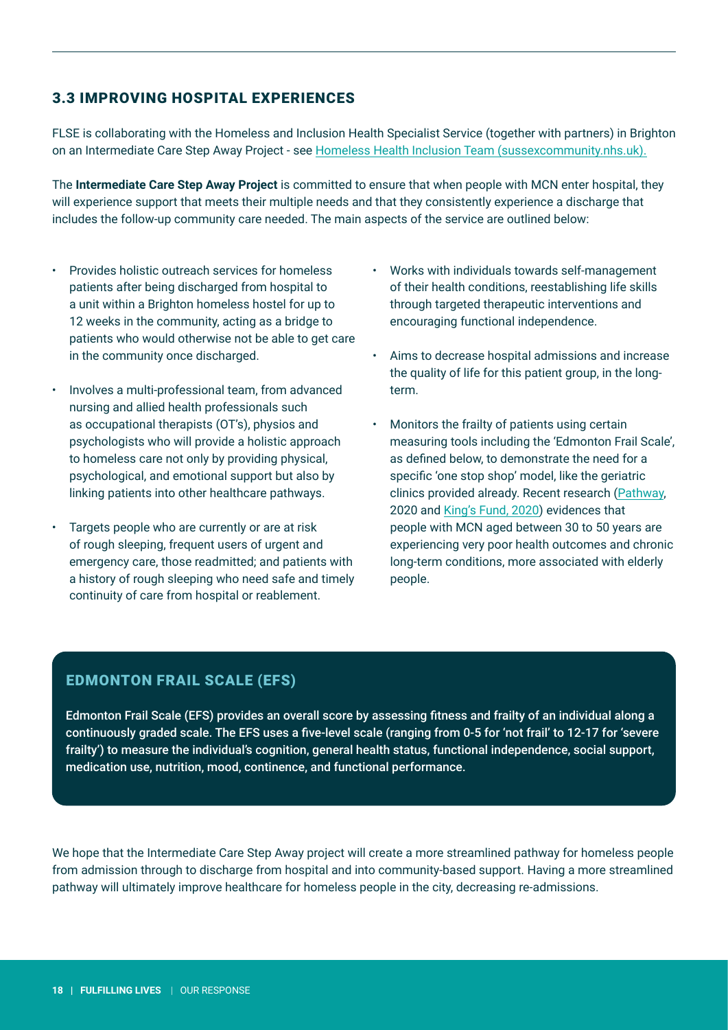## 3.3 IMPROVING HOSPITAL EXPERIENCES

FLSE is collaborating with the Homeless and Inclusion Health Specialist Service (together with partners) in Brighton on an Intermediate Care Step Away Project - see Homeless Health Inclusion Team (sussexcommunity.nhs.uk).

The **Intermediate Care Step Away Project** is committed to ensure that when people with MCN enter hospital, they will experience support that meets their multiple needs and that they consistently experience a discharge that includes the follow-up community care needed. The main aspects of the service are outlined below:

- Provides holistic outreach services for homeless patients after being discharged from hospital to a unit within a Brighton homeless hostel for up to 12 weeks in the community, acting as a bridge to patients who would otherwise not be able to get care in the community once discharged.
- Involves a multi-professional team, from advanced nursing and allied health professionals such as occupational therapists (OT's), physios and psychologists who will provide a holistic approach to homeless care not only by providing physical, psychological, and emotional support but also by linking patients into other healthcare pathways.
- Targets people who are currently or are at risk of rough sleeping, frequent users of urgent and emergency care, those readmitted; and patients with a history of rough sleeping who need safe and timely continuity of care from hospital or reablement.
- Works with individuals towards self-management of their health conditions, reestablishing life skills through targeted therapeutic interventions and encouraging functional independence.
- Aims to decrease hospital admissions and increase the quality of life for this patient group, in the long-term.
- Monitors the frailty of patients using certain measuring tools including the 'Edmonton Frail Scale', as defined below, to demonstrate the need for a specific 'one stop shop' model, like the geriatric clinics provided already. Recent research (Pathway, 2020 and King's Fund, 2020) evidences that people with MCN aged between 30 to 50 years are experiencing very poor health outcomes and chronic long-term conditions, more associated with elderly people.

### EDMONTON FRAIL SCALE (EFS)

**Edmonton Frail Scale (EFS) provides an overall score by assessing fitness and frailty of an individual along a continuously graded scale. The EFS uses a five-level scale (ranging from 0-5 for 'not frail' to 12-17 for 'severe frailty') to measure the individual's cognition, general health status, functional independence, social support, medication use, nutrition, mood, continence, and functional performance.**

We hope that the Intermediate Care Step Away project will create a more streamlined pathway for homeless people from admission through to discharge from hospital and into community-based support. Having a more streamlined pathway will ultimately improve healthcare for homeless people in the city, decreasing re-admissions.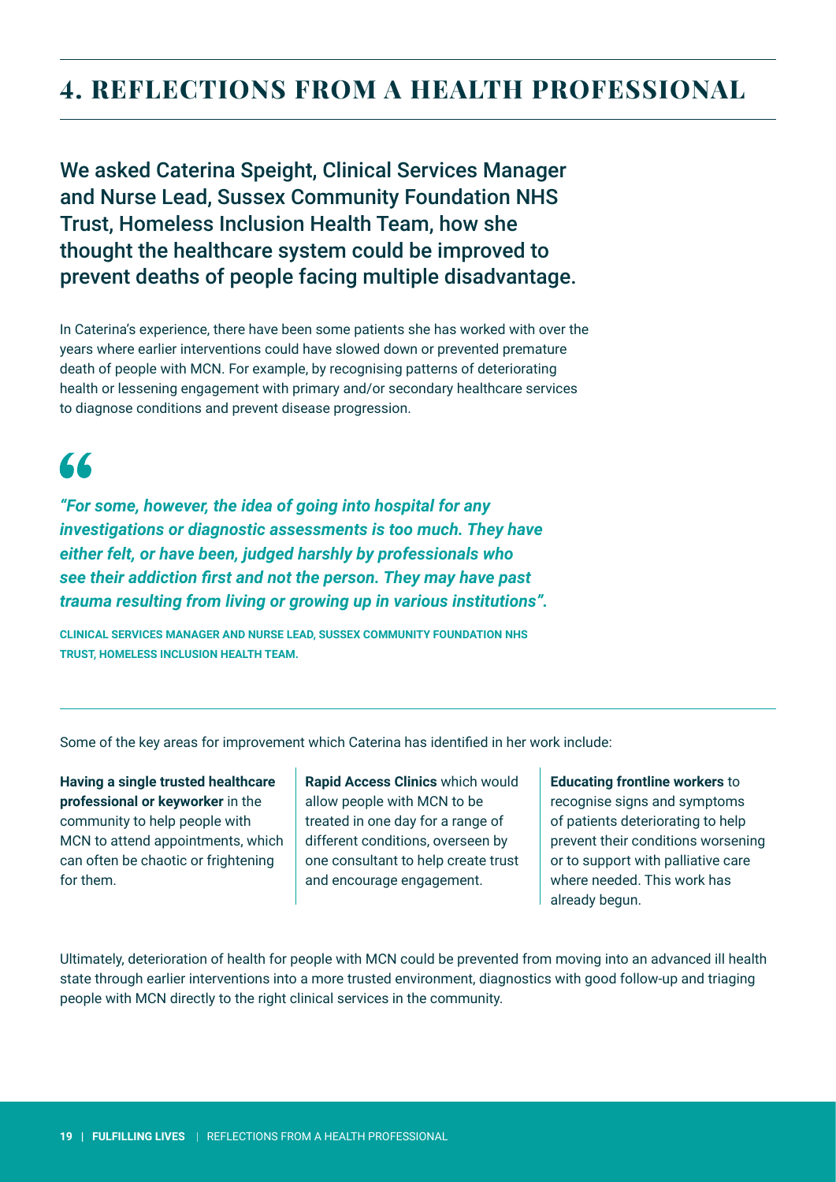# 4. REFLECTIONS FROM A HEALTH PROFESSIONAL

## We asked Caterina Speight, Clinical Services Manager and Nurse Lead, Sussex Community Foundation NHS Trust, Homeless Inclusion Health Team, how she thought the healthcare system could be improved to prevent deaths of people facing multiple disadvantage.

In Caterina's experience, there have been some patients she has worked with over the years where earlier interventions could have slowed down or prevented premature death of people with MCN. For example, by recognising patterns of deteriorating health or lessening engagement with primary and/or secondary healthcare services to diagnose conditions and prevent disease progression.

> ***"For some, however, the idea of going into hospital for any investigations or diagnostic assessments is too much. They have either felt, or have been, judged harshly by professionals who see their addiction first and not the person. They may have past trauma resulting from living or growing up in various institutions".***
>
> **CLINICAL SERVICES MANAGER AND NURSE LEAD, SUSSEX COMMUNITY FOUNDATION NHS TRUST, HOMELESS INCLUSION HEALTH TEAM.**

Some of the key areas for improvement which Caterina has identified in her work include:

**Having a single trusted healthcare professional or keyworker** in the community to help people with MCN to attend appointments, which can often be chaotic or frightening for them.

**Rapid Access Clinics** which would allow people with MCN to be treated in one day for a range of different conditions, overseen by one consultant to help create trust and encourage engagement.

**Educating frontline workers** to recognise signs and symptoms of patients deteriorating to help prevent their conditions worsening or to support with palliative care where needed. This work has already begun.

Ultimately, deterioration of health for people with MCN could be prevented from moving into an advanced ill health state through earlier interventions into a more trusted environment, diagnostics with good follow-up and triaging people with MCN directly to the right clinical services in the community.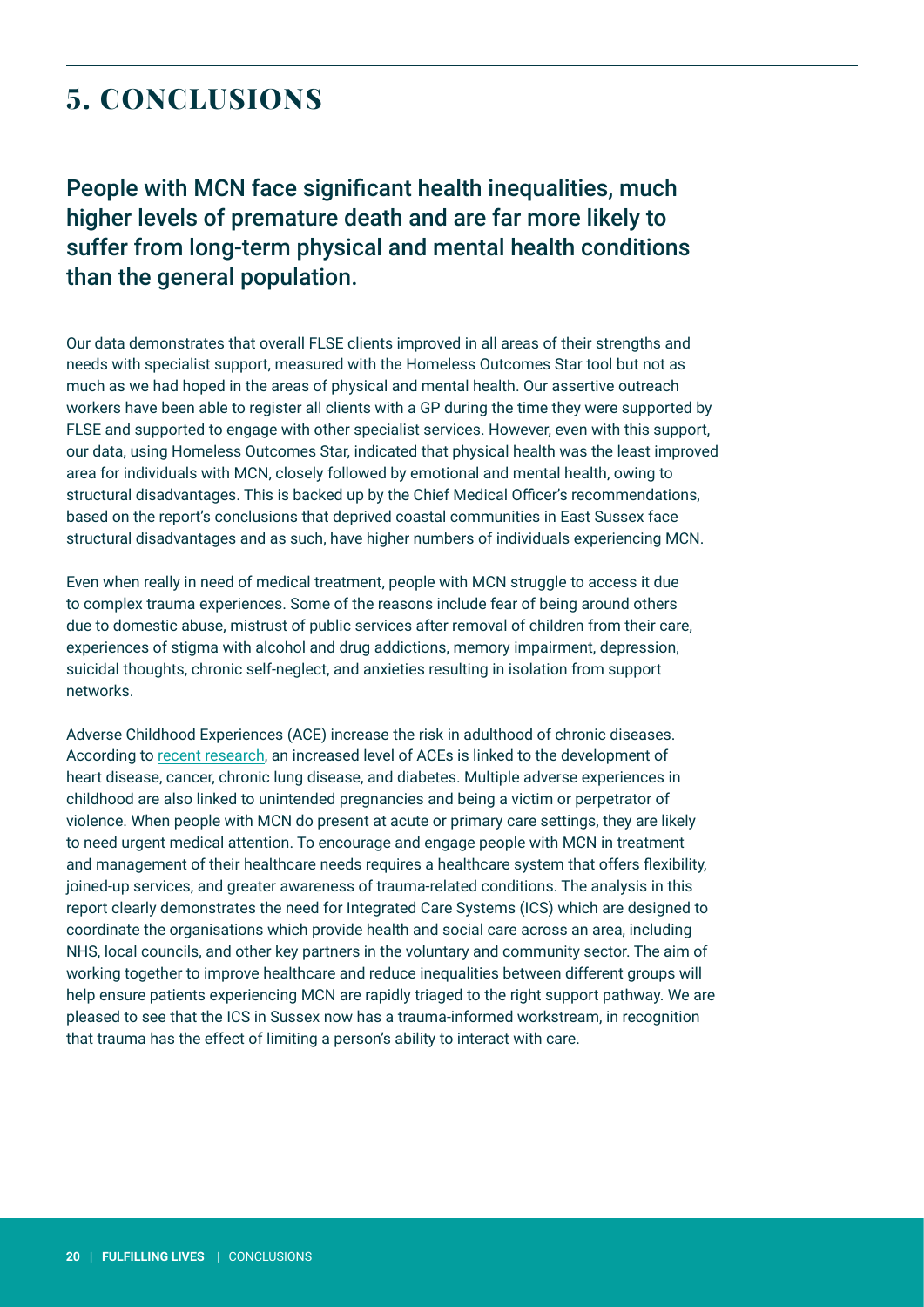# 5. CONCLUSIONS

## People with MCN face significant health inequalities, much higher levels of premature death and are far more likely to suffer from long-term physical and mental health conditions than the general population.

Our data demonstrates that overall FLSE clients improved in all areas of their strengths and needs with specialist support, measured with the Homeless Outcomes Star tool but not as much as we had hoped in the areas of physical and mental health. Our assertive outreach workers have been able to register all clients with a GP during the time they were supported by FLSE and supported to engage with other specialist services. However, even with this support, our data, using Homeless Outcomes Star, indicated that physical health was the least improved area for individuals with MCN, closely followed by emotional and mental health, owing to structural disadvantages. This is backed up by the Chief Medical Officer's recommendations, based on the report's conclusions that deprived coastal communities in East Sussex face structural disadvantages and as such, have higher numbers of individuals experiencing MCN.

Even when really in need of medical treatment, people with MCN struggle to access it due to complex trauma experiences. Some of the reasons include fear of being around others due to domestic abuse, mistrust of public services after removal of children from their care, experiences of stigma with alcohol and drug addictions, memory impairment, depression, suicidal thoughts, chronic self-neglect, and anxieties resulting in isolation from support networks.

Adverse Childhood Experiences (ACE) increase the risk in adulthood of chronic diseases. According to recent research, an increased level of ACEs is linked to the development of heart disease, cancer, chronic lung disease, and diabetes. Multiple adverse experiences in childhood are also linked to unintended pregnancies and being a victim or perpetrator of violence. When people with MCN do present at acute or primary care settings, they are likely to need urgent medical attention. To encourage and engage people with MCN in treatment and management of their healthcare needs requires a healthcare system that offers flexibility, joined-up services, and greater awareness of trauma-related conditions. The analysis in this report clearly demonstrates the need for Integrated Care Systems (ICS) which are designed to coordinate the organisations which provide health and social care across an area, including NHS, local councils, and other key partners in the voluntary and community sector. The aim of working together to improve healthcare and reduce inequalities between different groups will help ensure patients experiencing MCN are rapidly triaged to the right support pathway. We are pleased to see that the ICS in Sussex now has a trauma-informed workstream, in recognition that trauma has the effect of limiting a person's ability to interact with care.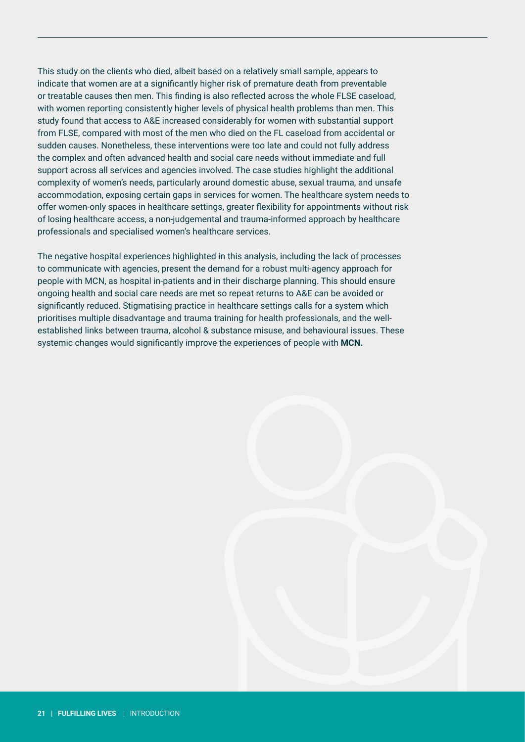This study on the clients who died, albeit based on a relatively small sample, appears to indicate that women are at a significantly higher risk of premature death from preventable or treatable causes then men. This finding is also reflected across the whole FLSE caseload, with women reporting consistently higher levels of physical health problems than men. This study found that access to A&E increased considerably for women with substantial support from FLSE, compared with most of the men who died on the FL caseload from accidental or sudden causes. Nonetheless, these interventions were too late and could not fully address the complex and often advanced health and social care needs without immediate and full support across all services and agencies involved. The case studies highlight the additional complexity of women's needs, particularly around domestic abuse, sexual trauma, and unsafe accommodation, exposing certain gaps in services for women. The healthcare system needs to offer women-only spaces in healthcare settings, greater flexibility for appointments without risk of losing healthcare access, a non-judgemental and trauma-informed approach by healthcare professionals and specialised women's healthcare services.

The negative hospital experiences highlighted in this analysis, including the lack of processes to communicate with agencies, present the demand for a robust multi-agency approach for people with MCN, as hospital in-patients and in their discharge planning. This should ensure ongoing health and social care needs are met so repeat returns to A&E can be avoided or significantly reduced. Stigmatising practice in healthcare settings calls for a system which prioritises multiple disadvantage and trauma training for health professionals, and the well-established links between trauma, alcohol & substance misuse, and behavioural issues. These systemic changes would significantly improve the experiences of people with **MCN.**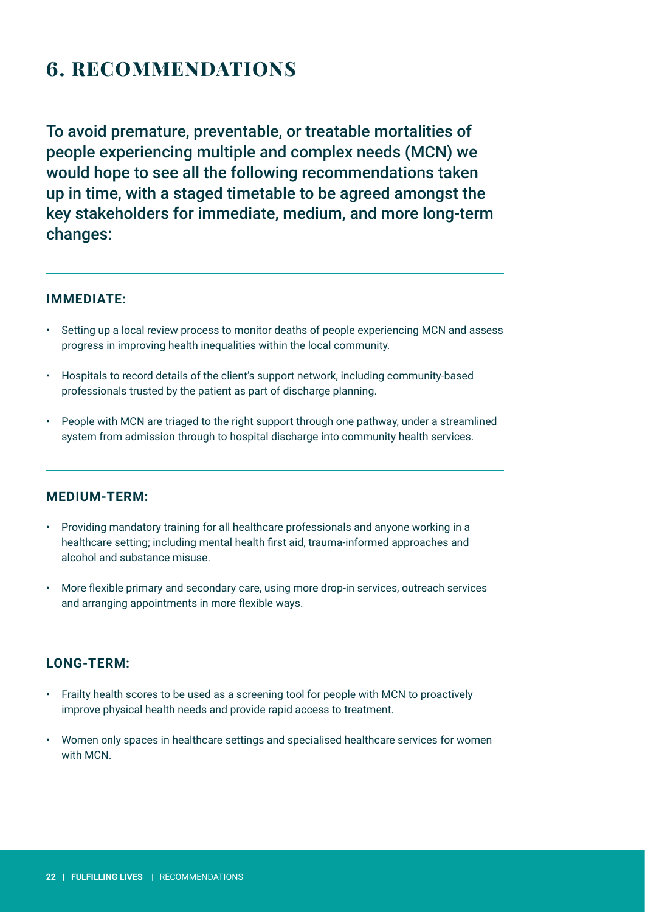# 6. RECOMMENDATIONS

To avoid premature, preventable, or treatable mortalities of people experiencing multiple and complex needs (MCN) we would hope to see all the following recommendations taken up in time, with a staged timetable to be agreed amongst the key stakeholders for immediate, medium, and more long-term changes:

### IMMEDIATE:

- Setting up a local review process to monitor deaths of people experiencing MCN and assess progress in improving health inequalities within the local community.
- Hospitals to record details of the client's support network, including community-based professionals trusted by the patient as part of discharge planning.
- People with MCN are triaged to the right support through one pathway, under a streamlined system from admission through to hospital discharge into community health services.

### MEDIUM-TERM:

- Providing mandatory training for all healthcare professionals and anyone working in a healthcare setting; including mental health first aid, trauma-informed approaches and alcohol and substance misuse.
- More flexible primary and secondary care, using more drop-in services, outreach services and arranging appointments in more flexible ways.

### LONG-TERM:

- Frailty health scores to be used as a screening tool for people with MCN to proactively improve physical health needs and provide rapid access to treatment.
- Women only spaces in healthcare settings and specialised healthcare services for women with MCN.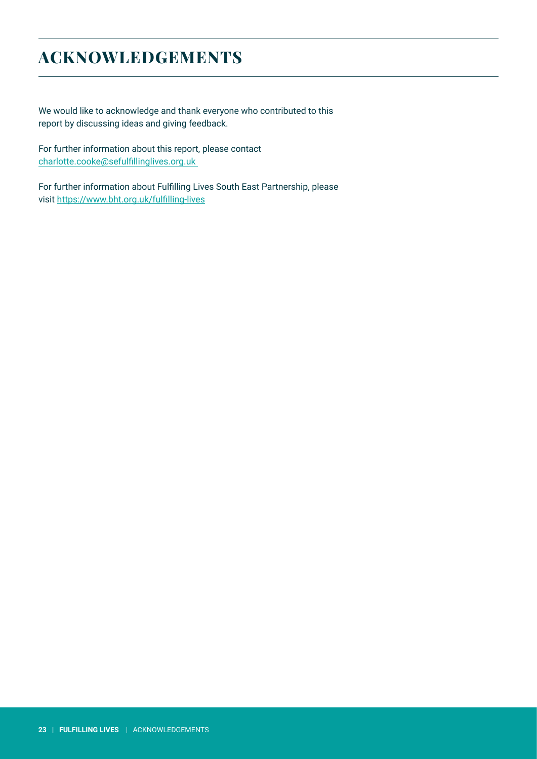# ACKNOWLEDGEMENTS

We would like to acknowledge and thank everyone who contributed to this report by discussing ideas and giving feedback.

For further information about this report, please contact charlotte.cooke@sefulfillinglives.org.uk

For further information about Fulfilling Lives South East Partnership, please visit https://www.bht.org.uk/fulfilling-lives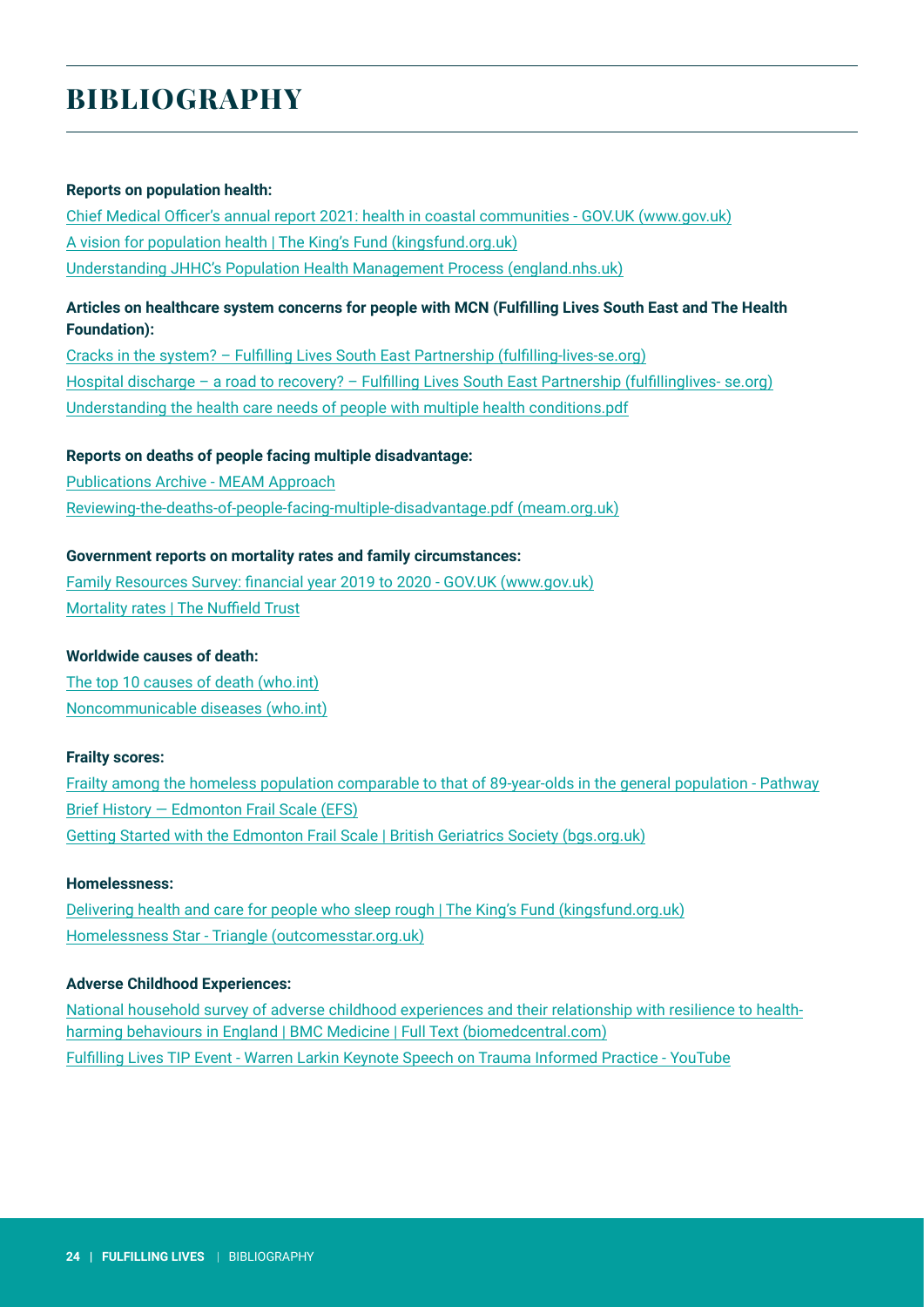# BIBLIOGRAPHY

**Reports on population health:**

Chief Medical Officer's annual report 2021: health in coastal communities - GOV.UK (www.gov.uk)
A vision for population health | The King's Fund (kingsfund.org.uk)
Understanding JHHC's Population Health Management Process (england.nhs.uk)

**Articles on healthcare system concerns for people with MCN (Fulfilling Lives South East and The Health Foundation):**

Cracks in the system? – Fulfilling Lives South East Partnership (fulfilling-lives-se.org)
Hospital discharge – a road to recovery? – Fulfilling Lives South East Partnership (fulfillinglives- se.org)
Understanding the health care needs of people with multiple health conditions.pdf

**Reports on deaths of people facing multiple disadvantage:**

Publications Archive - MEAM Approach
Reviewing-the-deaths-of-people-facing-multiple-disadvantage.pdf (meam.org.uk)

**Government reports on mortality rates and family circumstances:**

Family Resources Survey: financial year 2019 to 2020 - GOV.UK (www.gov.uk)
Mortality rates | The Nuffield Trust

**Worldwide causes of death:**

The top 10 causes of death (who.int)
Noncommunicable diseases (who.int)

**Frailty scores:**

Frailty among the homeless population comparable to that of 89-year-olds in the general population - Pathway
Brief History — Edmonton Frail Scale (EFS)
Getting Started with the Edmonton Frail Scale | British Geriatrics Society (bgs.org.uk)

**Homelessness:**

Delivering health and care for people who sleep rough | The King's Fund (kingsfund.org.uk)
Homelessness Star - Triangle (outcomesstar.org.uk)

**Adverse Childhood Experiences:**

National household survey of adverse childhood experiences and their relationship with resilience to health-harming behaviours in England | BMC Medicine | Full Text (biomedcentral.com)
Fulfilling Lives TIP Event - Warren Larkin Keynote Speech on Trauma Informed Practice - YouTube